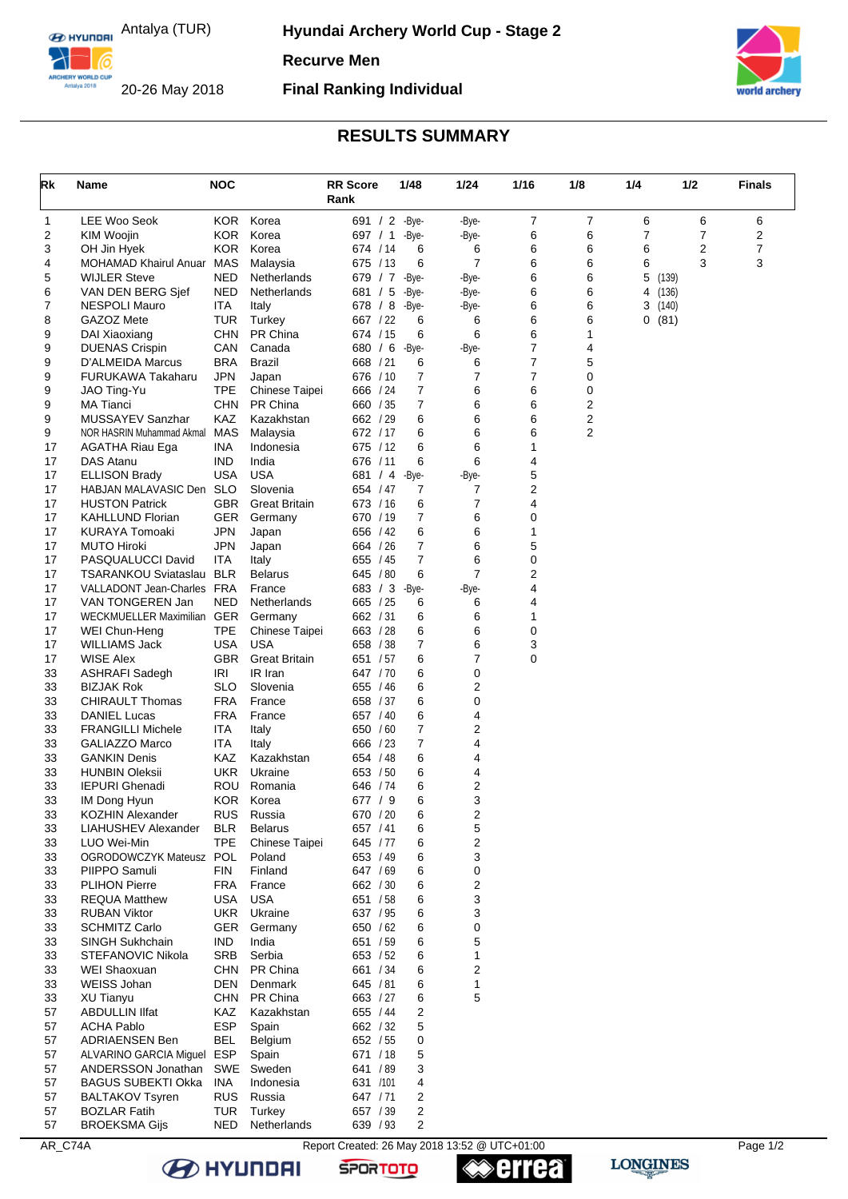Antalya (TUR)

20-26 May 2018

**Hyundai Archery World Cup - Stage 2**

**Recurve Men**

**Final Ranking Individual**

## RESULTS SUMMARY

| Rk | Name | NOC | | RR Score Rank | 1/48 | 1/24 | 1/16 | 1/8 | 1/4 | 1/2 | Finals |
|---|---|---|---|---|---|---|---|---|---|---|---|
| 1 | LEE Woo Seok | KOR | Korea | 691 / 2 | -Bye- | -Bye- | 7 | 7 | 6 | 6 | 6 |
| 2 | KIM Woojin | KOR | Korea | 697 / 1 | -Bye- | -Bye- | 6 | 6 | 7 | 7 | 2 |
| 3 | OH Jin Hyek | KOR | Korea | 674 / 14 | 6 | 6 | 6 | 6 | 6 | 2 | 7 |
| 4 | MOHAMAD Khairul Anuar | MAS | Malaysia | 675 / 13 | 6 | 7 | 6 | 6 | 6 | 3 | 3 |
| 5 | WIJLER Steve | NED | Netherlands | 679 / 7 | -Bye- | -Bye- | 6 | 6 | 5 (139) | | |
| 6 | VAN DEN BERG Sjef | NED | Netherlands | 681 / 5 | -Bye- | -Bye- | 6 | 6 | 4 (136) | | |
| 7 | NESPOLI Mauro | ITA | Italy | 678 / 8 | -Bye- | -Bye- | 6 | 6 | 3 (140) | | |
| 8 | GAZOZ Mete | TUR | Turkey | 667 / 22 | 6 | 6 | 6 | 6 | 0 (81) | | |
| 9 | DAI Xiaoxiang | CHN | PR China | 674 / 15 | 6 | 6 | 6 | 1 | | | |
| 9 | DUENAS Crispin | CAN | Canada | 680 / 6 | -Bye- | -Bye- | 7 | 4 | | | |
| 9 | D'ALMEIDA Marcus | BRA | Brazil | 668 / 21 | 6 | 6 | 7 | 5 | | | |
| 9 | FURUKAWA Takaharu | JPN | Japan | 676 / 10 | 7 | 7 | 7 | 0 | | | |
| 9 | JAO Ting-Yu | TPE | Chinese Taipei | 666 / 24 | 7 | 6 | 6 | 0 | | | |
| 9 | MA Tianci | CHN | PR China | 660 / 35 | 7 | 6 | 6 | 2 | | | |
| 9 | MUSSAYEV Sanzhar | KAZ | Kazakhstan | 662 / 29 | 6 | 6 | 6 | 2 | | | |
| 9 | NOR HASRIN Muhammad Akmal | MAS | Malaysia | 672 / 17 | 6 | 6 | 6 | 2 | | | |
| 17 | AGATHA Riau Ega | INA | Indonesia | 675 / 12 | 6 | 6 | 1 | | | | |
| 17 | DAS Atanu | IND | India | 676 / 11 | 6 | 6 | 4 | | | | |
| 17 | ELLISON Brady | USA | USA | 681 / 4 | -Bye- | -Bye- | 5 | | | | |
| 17 | HABJAN MALAVASIC Den | SLO | Slovenia | 654 / 47 | 7 | 7 | 2 | | | | |
| 17 | HUSTON Patrick | GBR | Great Britain | 673 / 16 | 6 | 7 | 4 | | | | |
| 17 | KAHLLUND Florian | GER | Germany | 670 / 19 | 7 | 6 | 0 | | | | |
| 17 | KURAYA Tomoaki | JPN | Japan | 656 / 42 | 6 | 6 | 1 | | | | |
| 17 | MUTO Hiroki | JPN | Japan | 664 / 26 | 7 | 6 | 5 | | | | |
| 17 | PASQUALUCCI David | ITA | Italy | 655 / 45 | 7 | 6 | 0 | | | | |
| 17 | TSARANKOU Sviataslau | BLR | Belarus | 645 / 80 | 6 | 7 | 2 | | | | |
| 17 | VALLADONT Jean-Charles | FRA | France | 683 / 3 | -Bye- | -Bye- | 4 | | | | |
| 17 | VAN TONGEREN Jan | NED | Netherlands | 665 / 25 | 6 | 6 | 4 | | | | |
| 17 | WECKMUELLER Maximilian | GER | Germany | 662 / 31 | 6 | 6 | 1 | | | | |
| 17 | WEI Chun-Heng | TPE | Chinese Taipei | 663 / 28 | 6 | 6 | 0 | | | | |
| 17 | WILLIAMS Jack | USA | USA | 658 / 38 | 7 | 6 | 3 | | | | |
| 17 | WISE Alex | GBR | Great Britain | 651 / 57 | 6 | 7 | 0 | | | | |
| 33 | ASHRAFI Sadegh | IRI | IR Iran | 647 / 70 | 6 | 0 | | | | | |
| 33 | BIZJAK Rok | SLO | Slovenia | 655 / 46 | 6 | 2 | | | | | |
| 33 | CHIRAULT Thomas | FRA | France | 658 / 37 | 6 | 0 | | | | | |
| 33 | DANIEL Lucas | FRA | France | 657 / 40 | 6 | 4 | | | | | |
| 33 | FRANGILLI Michele | ITA | Italy | 650 / 60 | 7 | 2 | | | | | |
| 33 | GALIAZZO Marco | ITA | Italy | 666 / 23 | 7 | 4 | | | | | |
| 33 | GANKIN Denis | KAZ | Kazakhstan | 654 / 48 | 6 | 4 | | | | | |
| 33 | HUNBIN Oleksii | UKR | Ukraine | 653 / 50 | 6 | 4 | | | | | |
| 33 | IEPURI Ghenadi | ROU | Romania | 646 / 74 | 6 | 2 | | | | | |
| 33 | IM Dong Hyun | KOR | Korea | 677 / 9 | 6 | 3 | | | | | |
| 33 | KOZHIN Alexander | RUS | Russia | 670 / 20 | 6 | 2 | | | | | |
| 33 | LIAHUSHEV Alexander | BLR | Belarus | 657 / 41 | 6 | 5 | | | | | |
| 33 | LUO Wei-Min | TPE | Chinese Taipei | 645 / 77 | 6 | 2 | | | | | |
| 33 | OGRODOWCZYK Mateusz | POL | Poland | 653 / 49 | 6 | 3 | | | | | |
| 33 | PIIPPO Samuli | FIN | Finland | 647 / 69 | 6 | 0 | | | | | |
| 33 | PLIHON Pierre | FRA | France | 662 / 30 | 6 | 2 | | | | | |
| 33 | REQUA Matthew | USA | USA | 651 / 58 | 6 | 3 | | | | | |
| 33 | RUBAN Viktor | UKR | Ukraine | 637 / 95 | 6 | 3 | | | | | |
| 33 | SCHMITZ Carlo | GER | Germany | 650 / 62 | 6 | 0 | | | | | |
| 33 | SINGH Sukhchain | IND | India | 651 / 59 | 6 | 5 | | | | | |
| 33 | STEFANOVIC Nikola | SRB | Serbia | 653 / 52 | 6 | 1 | | | | | |
| 33 | WEI Shaoxuan | CHN | PR China | 661 / 34 | 6 | 2 | | | | | |
| 33 | WEISS Johan | DEN | Denmark | 645 / 81 | 6 | 1 | | | | | |
| 33 | XU Tianyu | CHN | PR China | 663 / 27 | 6 | 5 | | | | | |
| 57 | ABDULLIN Ilfat | KAZ | Kazakhstan | 655 / 44 | 2 | | | | | | |
| 57 | ACHA Pablo | ESP | Spain | 662 / 32 | 5 | | | | | | |
| 57 | ADRIAENSEN Ben | BEL | Belgium | 652 / 55 | 0 | | | | | | |
| 57 | ALVARINO GARCIA Miguel | ESP | Spain | 671 / 18 | 5 | | | | | | |
| 57 | ANDERSSON Jonathan | SWE | Sweden | 641 / 89 | 3 | | | | | | |
| 57 | BAGUS SUBEKTI Okka | INA | Indonesia | 631 / 101 | 4 | | | | | | |
| 57 | BALTAKOV Tsyren | RUS | Russia | 647 / 71 | 2 | | | | | | |
| 57 | BOZLAR Fatih | TUR | Turkey | 657 / 39 | 2 | | | | | | |
| 57 | BROEKSMA Gijs | NED | Netherlands | 639 / 93 | 2 | | | | | | |

AR_C74A Report Created: 26 May 2018 13:52 @ UTC+01:00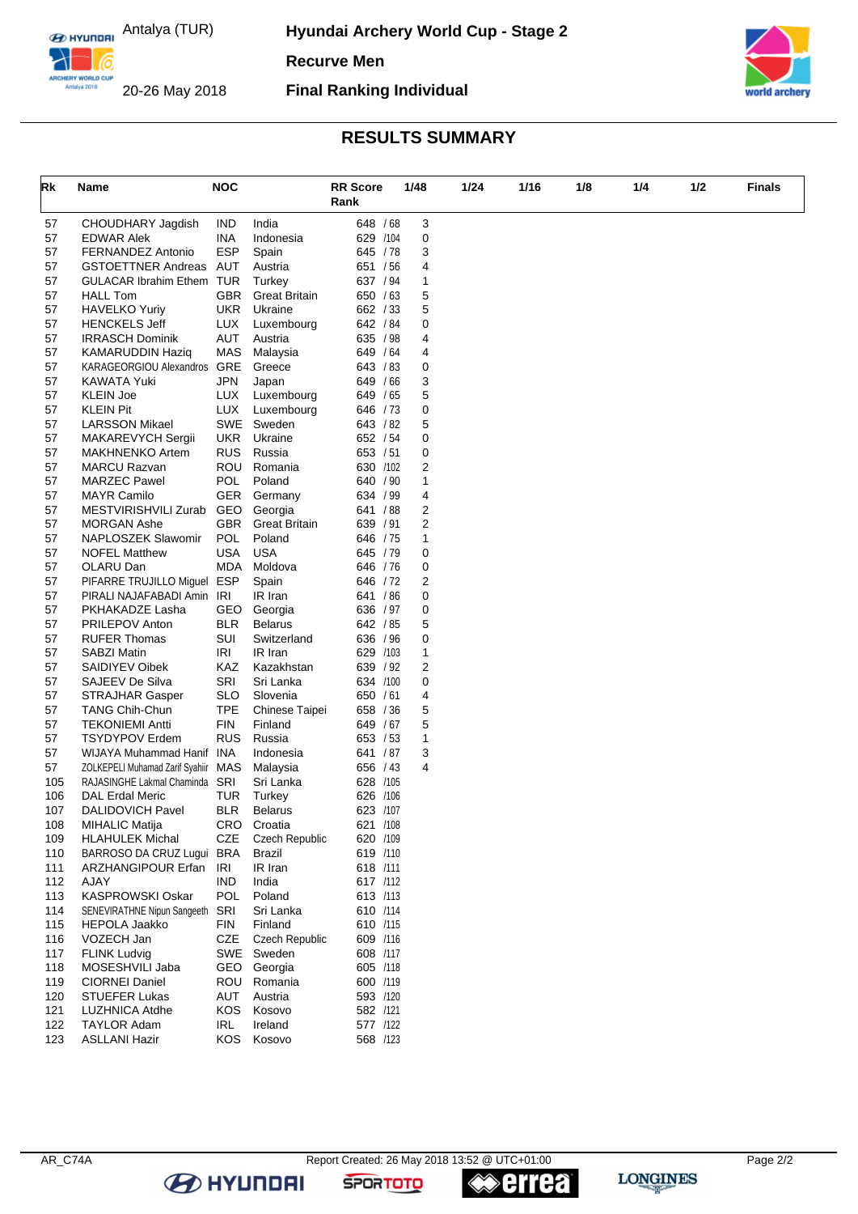# Hyundai Archery World Cup - Stage 2

Antalya (TUR)

20-26 May 2018

**Recurve Men**

**Final Ranking Individual**

## RESULTS SUMMARY

| Rk | Name | NOC | | RR Score Rank | 1/48 | 1/24 | 1/16 | 1/8 | 1/4 | 1/2 | Finals |
|---|---|---|---|---|---|---|---|---|---|---|---|
| 57 | CHOUDHARY Jagdish | IND | India | 648 / 68 | 3 | | | | | | |
| 57 | EDWAR Alek | INA | Indonesia | 629 /104 | 0 | | | | | | |
| 57 | FERNANDEZ Antonio | ESP | Spain | 645 / 78 | 3 | | | | | | |
| 57 | GSTOETTNER Andreas | AUT | Austria | 651 / 56 | 4 | | | | | | |
| 57 | GULACAR Ibrahim Ethem | TUR | Turkey | 637 / 94 | 1 | | | | | | |
| 57 | HALL Tom | GBR | Great Britain | 650 / 63 | 5 | | | | | | |
| 57 | HAVELKO Yuriy | UKR | Ukraine | 662 / 33 | 5 | | | | | | |
| 57 | HENCKELS Jeff | LUX | Luxembourg | 642 / 84 | 0 | | | | | | |
| 57 | IRRASCH Dominik | AUT | Austria | 635 / 98 | 4 | | | | | | |
| 57 | KAMARUDDIN Haziq | MAS | Malaysia | 649 / 64 | 4 | | | | | | |
| 57 | KARAGEORGIOU Alexandros | GRE | Greece | 643 / 83 | 0 | | | | | | |
| 57 | KAWATA Yuki | JPN | Japan | 649 / 66 | 3 | | | | | | |
| 57 | KLEIN Joe | LUX | Luxembourg | 649 / 65 | 5 | | | | | | |
| 57 | KLEIN Pit | LUX | Luxembourg | 646 / 73 | 0 | | | | | | |
| 57 | LARSSON Mikael | SWE | Sweden | 643 / 82 | 5 | | | | | | |
| 57 | MAKAREVYCH Sergii | UKR | Ukraine | 652 / 54 | 0 | | | | | | |
| 57 | MAKHNENKO Artem | RUS | Russia | 653 / 51 | 0 | | | | | | |
| 57 | MARCU Razvan | ROU | Romania | 630 /102 | 2 | | | | | | |
| 57 | MARZEC Pawel | POL | Poland | 640 / 90 | 1 | | | | | | |
| 57 | MAYR Camilo | GER | Germany | 634 / 99 | 4 | | | | | | |
| 57 | MESTVIRISHVILI Zurab | GEO | Georgia | 641 / 88 | 2 | | | | | | |
| 57 | MORGAN Ashe | GBR | Great Britain | 639 / 91 | 2 | | | | | | |
| 57 | NAPLOSZEK Slawomir | POL | Poland | 646 / 75 | 1 | | | | | | |
| 57 | NOFEL Matthew | USA | USA | 645 / 79 | 0 | | | | | | |
| 57 | OLARU Dan | MDA | Moldova | 646 / 76 | 0 | | | | | | |
| 57 | PIFARRE TRUJILLO Miguel | ESP | Spain | 646 / 72 | 2 | | | | | | |
| 57 | PIRALI NAJAFABADI Amin | IRI | IR Iran | 641 / 86 | 0 | | | | | | |
| 57 | PKHAKADZE Lasha | GEO | Georgia | 636 / 97 | 0 | | | | | | |
| 57 | PRILEPOV Anton | BLR | Belarus | 642 / 85 | 5 | | | | | | |
| 57 | RUFER Thomas | SUI | Switzerland | 636 / 96 | 0 | | | | | | |
| 57 | SABZI Matin | IRI | IR Iran | 629 /103 | 1 | | | | | | |
| 57 | SAIDIYEV Oibek | KAZ | Kazakhstan | 639 / 92 | 2 | | | | | | |
| 57 | SAJEEV De Silva | SRI | Sri Lanka | 634 /100 | 0 | | | | | | |
| 57 | STRAJHAR Gasper | SLO | Slovenia | 650 / 61 | 4 | | | | | | |
| 57 | TANG Chih-Chun | TPE | Chinese Taipei | 658 / 36 | 5 | | | | | | |
| 57 | TEKONIEMI Antti | FIN | Finland | 649 / 67 | 5 | | | | | | |
| 57 | TSYDYPOV Erdem | RUS | Russia | 653 / 53 | 1 | | | | | | |
| 57 | WIJAYA Muhammad Hanif | INA | Indonesia | 641 / 87 | 3 | | | | | | |
| 57 | ZOLKEPELI Muhamad Zarif Syahiir | MAS | Malaysia | 656 / 43 | 4 | | | | | | |
| 105 | RAJASINGHE Lakmal Chaminda | SRI | Sri Lanka | 628 /105 | | | | | | | |
| 106 | DAL Erdal Meric | TUR | Turkey | 626 /106 | | | | | | | |
| 107 | DALIDOVICH Pavel | BLR | Belarus | 623 /107 | | | | | | | |
| 108 | MIHALIC Matija | CRO | Croatia | 621 /108 | | | | | | | |
| 109 | HLAHULEK Michal | CZE | Czech Republic | 620 /109 | | | | | | | |
| 110 | BARROSO DA CRUZ Lugui | BRA | Brazil | 619 /110 | | | | | | | |
| 111 | ARZHANGIPOUR Erfan | IRI | IR Iran | 618 /111 | | | | | | | |
| 112 | AJAY | IND | India | 617 /112 | | | | | | | |
| 113 | KASPROWSKI Oskar | POL | Poland | 613 /113 | | | | | | | |
| 114 | SENEVIRATHNE Nipun Sangeeth | SRI | Sri Lanka | 610 /114 | | | | | | | |
| 115 | HEPOLA Jaakko | FIN | Finland | 610 /115 | | | | | | | |
| 116 | VOZECH Jan | CZE | Czech Republic | 609 /116 | | | | | | | |
| 117 | FLINK Ludvig | SWE | Sweden | 608 /117 | | | | | | | |
| 118 | MOSESHVILI Jaba | GEO | Georgia | 605 /118 | | | | | | | |
| 119 | CIORNEI Daniel | ROU | Romania | 600 /119 | | | | | | | |
| 120 | STUEFER Lukas | AUT | Austria | 593 /120 | | | | | | | |
| 121 | LUZHNICA Atdhe | KOS | Kosovo | 582 /121 | | | | | | | |
| 122 | TAYLOR Adam | IRL | Ireland | 577 /122 | | | | | | | |
| 123 | ASLLANI Hazir | KOS | Kosovo | 568 /123 | | | | | | | |

AR_C74A

Report Created: 26 May 2018 13:52 @ UTC+01:00